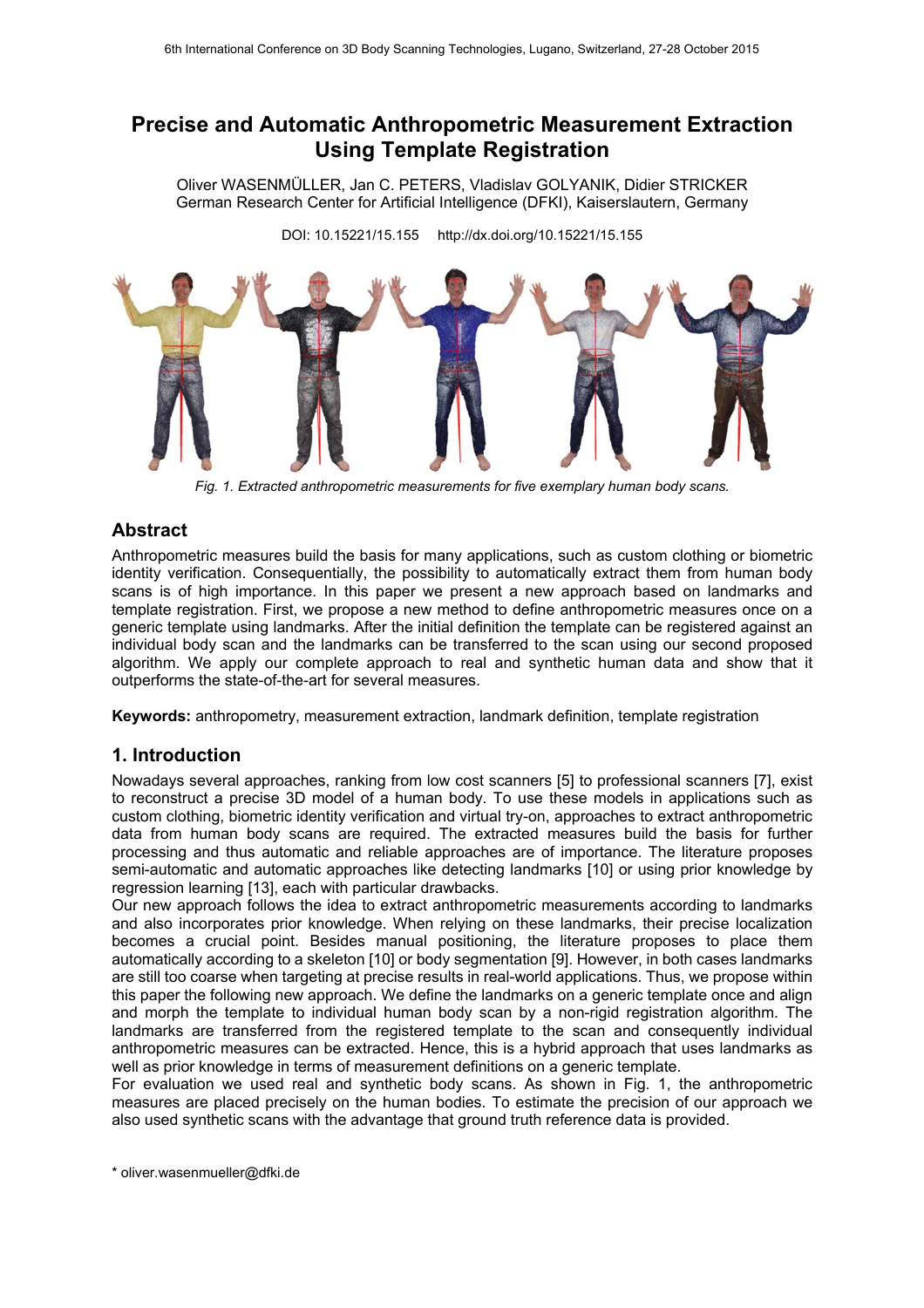# Precise and Automatic Anthropometric Measurement Extraction Using Template Registration

Oliver WASENMÜLLER, Jan C. PETERS, Vladislav GOLYANIK, Didier STRICKER
German Research Center for Artificial Intelligence (DFKI), Kaiserslautern, Germany

DOI: 10.15221/15.155 http://dx.doi.org/10.15221/15.155

*Fig. 1. Extracted anthropometric measurements for five exemplary human body scans.*

## Abstract

Anthropometric measures build the basis for many applications, such as custom clothing or biometric identity verification. Consequentially, the possibility to automatically extract them from human body scans is of high importance. In this paper we present a new approach based on landmarks and template registration. First, we propose a new method to define anthropometric measures once on a generic template using landmarks. After the initial definition the template can be registered against an individual body scan and the landmarks can be transferred to the scan using our second proposed algorithm. We apply our complete approach to real and synthetic human data and show that it outperforms the state-of-the-art for several measures.

**Keywords:** anthropometry, measurement extraction, landmark definition, template registration

## 1. Introduction

Nowadays several approaches, ranking from low cost scanners [5] to professional scanners [7], exist to reconstruct a precise 3D model of a human body. To use these models in applications such as custom clothing, biometric identity verification and virtual try-on, approaches to extract anthropometric data from human body scans are required. The extracted measures build the basis for further processing and thus automatic and reliable approaches are of importance. The literature proposes semi-automatic and automatic approaches like detecting landmarks [10] or using prior knowledge by regression learning [13], each with particular drawbacks.

Our new approach follows the idea to extract anthropometric measurements according to landmarks and also incorporates prior knowledge. When relying on these landmarks, their precise localization becomes a crucial point. Besides manual positioning, the literature proposes to place them automatically according to a skeleton [10] or body segmentation [9]. However, in both cases landmarks are still too coarse when targeting at precise results in real-world applications. Thus, we propose within this paper the following new approach. We define the landmarks on a generic template once and align and morph the template to individual human body scan by a non-rigid registration algorithm. The landmarks are transferred from the registered template to the scan and consequently individual anthropometric measures can be extracted. Hence, this is a hybrid approach that uses landmarks as well as prior knowledge in terms of measurement definitions on a generic template.

For evaluation we used real and synthetic body scans. As shown in Fig. 1, the anthropometric measures are placed precisely on the human bodies. To estimate the precision of our approach we also used synthetic scans with the advantage that ground truth reference data is provided.

* oliver.wasenmueller@dfki.de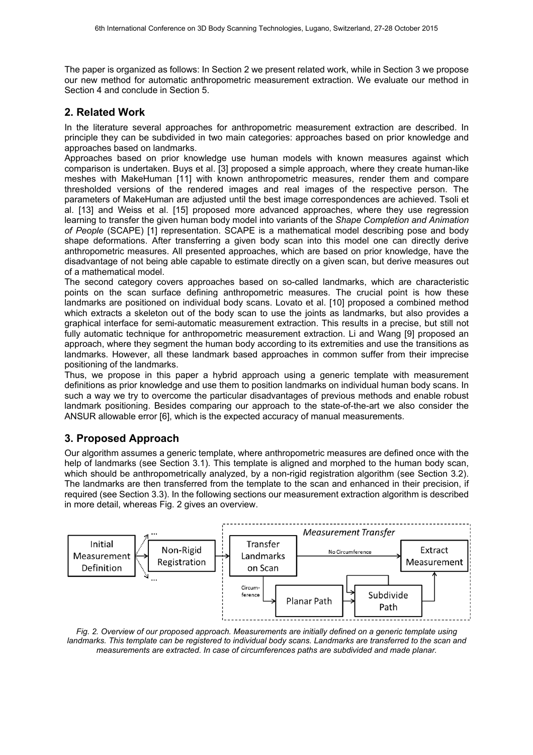The paper is organized as follows: In Section 2 we present related work, while in Section 3 we propose our new method for automatic anthropometric measurement extraction. We evaluate our method in Section 4 and conclude in Section 5.

## 2. Related Work

In the literature several approaches for anthropometric measurement extraction are described. In principle they can be subdivided in two main categories: approaches based on prior knowledge and approaches based on landmarks.

Approaches based on prior knowledge use human models with known measures against which comparison is undertaken. Buys et al. [3] proposed a simple approach, where they create human-like meshes with MakeHuman [11] with known anthropometric measures, render them and compare thresholded versions of the rendered images and real images of the respective person. The parameters of MakeHuman are adjusted until the best image correspondences are achieved. Tsoli et al. [13] and Weiss et al. [15] proposed more advanced approaches, where they use regression learning to transfer the given human body model into variants of the *Shape Completion and Animation of People* (SCAPE) [1] representation. SCAPE is a mathematical model describing pose and body shape deformations. After transferring a given body scan into this model one can directly derive anthropometric measures. All presented approaches, which are based on prior knowledge, have the disadvantage of not being able capable to estimate directly on a given scan, but derive measures out of a mathematical model.

The second category covers approaches based on so-called landmarks, which are characteristic points on the scan surface defining anthropometric measures. The crucial point is how these landmarks are positioned on individual body scans. Lovato et al. [10] proposed a combined method which extracts a skeleton out of the body scan to use the joints as landmarks, but also provides a graphical interface for semi-automatic measurement extraction. This results in a precise, but still not fully automatic technique for anthropometric measurement extraction. Li and Wang [9] proposed an approach, where they segment the human body according to its extremities and use the transitions as landmarks. However, all these landmark based approaches in common suffer from their imprecise positioning of the landmarks.

Thus, we propose in this paper a hybrid approach using a generic template with measurement definitions as prior knowledge and use them to position landmarks on individual human body scans. In such a way we try to overcome the particular disadvantages of previous methods and enable robust landmark positioning. Besides comparing our approach to the state-of-the-art we also consider the ANSUR allowable error [6], which is the expected accuracy of manual measurements.

## 3. Proposed Approach

Our algorithm assumes a generic template, where anthropometric measures are defined once with the help of landmarks (see Section 3.1). This template is aligned and morphed to the human body scan, which should be anthropometrically analyzed, by a non-rigid registration algorithm (see Section 3.2). The landmarks are then transferred from the template to the scan and enhanced in their precision, if required (see Section 3.3). In the following sections our measurement extraction algorithm is described in more detail, whereas Fig. 2 gives an overview.

*Fig. 2. Overview of our proposed approach. Measurements are initially defined on a generic template using landmarks. This template can be registered to individual body scans. Landmarks are transferred to the scan and measurements are extracted. In case of circumferences paths are subdivided and made planar.*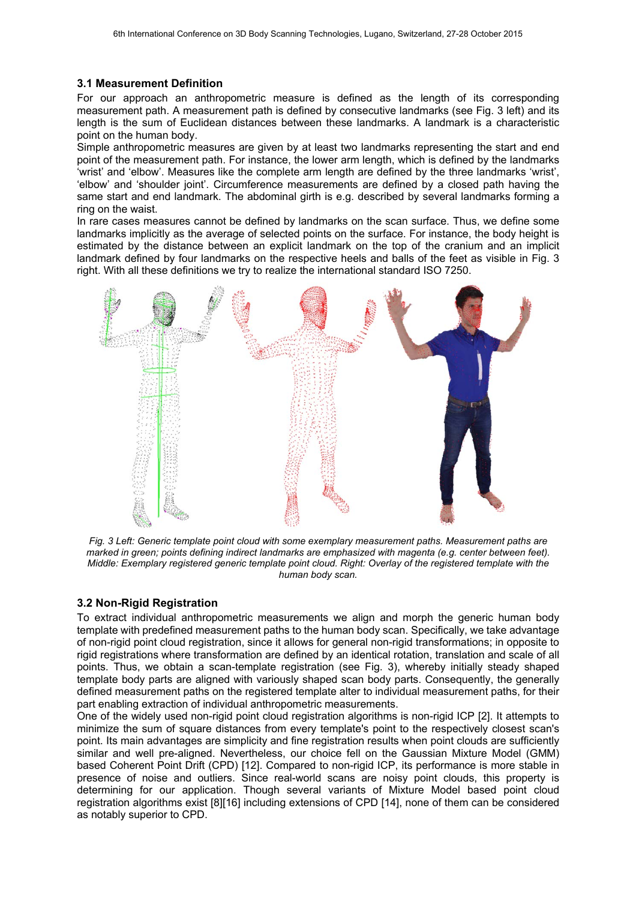### 3.1 Measurement Definition

For our approach an anthropometric measure is defined as the length of its corresponding measurement path. A measurement path is defined by consecutive landmarks (see Fig. 3 left) and its length is the sum of Euclidean distances between these landmarks. A landmark is a characteristic point on the human body.

Simple anthropometric measures are given by at least two landmarks representing the start and end point of the measurement path. For instance, the lower arm length, which is defined by the landmarks 'wrist' and 'elbow'. Measures like the complete arm length are defined by the three landmarks 'wrist', 'elbow' and 'shoulder joint'. Circumference measurements are defined by a closed path having the same start and end landmark. The abdominal girth is e.g. described by several landmarks forming a ring on the waist.

In rare cases measures cannot be defined by landmarks on the scan surface. Thus, we define some landmarks implicitly as the average of selected points on the surface. For instance, the body height is estimated by the distance between an explicit landmark on the top of the cranium and an implicit landmark defined by four landmarks on the respective heels and balls of the feet as visible in Fig. 3 right. With all these definitions we try to realize the international standard ISO 7250.

*Fig. 3 Left: Generic template point cloud with some exemplary measurement paths. Measurement paths are marked in green; points defining indirect landmarks are emphasized with magenta (e.g. center between feet). Middle: Exemplary registered generic template point cloud. Right: Overlay of the registered template with the human body scan.*

### 3.2 Non-Rigid Registration

To extract individual anthropometric measurements we align and morph the generic human body template with predefined measurement paths to the human body scan. Specifically, we take advantage of non-rigid point cloud registration, since it allows for general non-rigid transformations; in opposite to rigid registrations where transformation are defined by an identical rotation, translation and scale of all points. Thus, we obtain a scan-template registration (see Fig. 3), whereby initially steady shaped template body parts are aligned with variously shaped scan body parts. Consequently, the generally defined measurement paths on the registered template alter to individual measurement paths, for their part enabling extraction of individual anthropometric measurements.

One of the widely used non-rigid point cloud registration algorithms is non-rigid ICP [2]. It attempts to minimize the sum of square distances from every template's point to the respectively closest scan's point. Its main advantages are simplicity and fine registration results when point clouds are sufficiently similar and well pre-aligned. Nevertheless, our choice fell on the Gaussian Mixture Model (GMM) based Coherent Point Drift (CPD) [12]. Compared to non-rigid ICP, its performance is more stable in presence of noise and outliers. Since real-world scans are noisy point clouds, this property is determining for our application. Though several variants of Mixture Model based point cloud registration algorithms exist [8][16] including extensions of CPD [14], none of them can be considered as notably superior to CPD.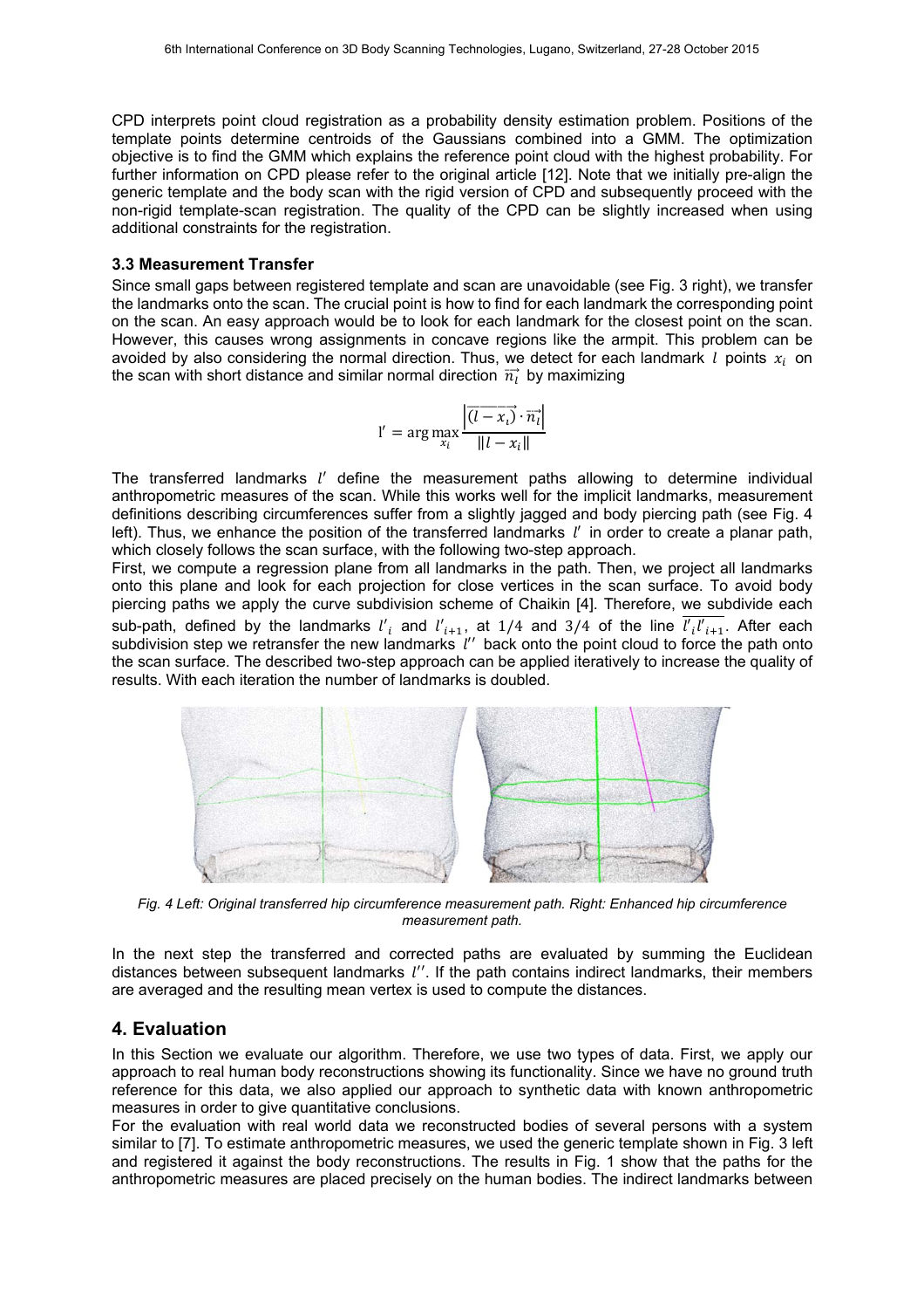CPD interprets point cloud registration as a probability density estimation problem. Positions of the template points determine centroids of the Gaussians combined into a GMM. The optimization objective is to find the GMM which explains the reference point cloud with the highest probability. For further information on CPD please refer to the original article [12]. Note that we initially pre-align the generic template and the body scan with the rigid version of CPD and subsequently proceed with the non-rigid template-scan registration. The quality of the CPD can be slightly increased when using additional constraints for the registration.

### 3.3 Measurement Transfer

Since small gaps between registered template and scan are unavoidable (see Fig. 3 right), we transfer the landmarks onto the scan. The crucial point is how to find for each landmark the corresponding point on the scan. An easy approach would be to look for each landmark for the closest point on the scan. However, this causes wrong assignments in concave regions like the armpit. This problem can be avoided by also considering the normal direction. Thus, we detect for each landmark $l$ points $x_i$ on the scan with short distance and similar normal direction $\vec{n_l}$ by maximizing

$$l' = \arg\max_{x_i} \frac{\left|\overrightarrow{(l - x_i)} \cdot \vec{n_l}\right|}{\|l - x_i\|}$$

The transferred landmarks $l'$ define the measurement paths allowing to determine individual anthropometric measures of the scan. While this works well for the implicit landmarks, measurement definitions describing circumferences suffer from a slightly jagged and body piercing path (see Fig. 4 left). Thus, we enhance the position of the transferred landmarks $l'$ in order to create a planar path, which closely follows the scan surface, with the following two-step approach.

First, we compute a regression plane from all landmarks in the path. Then, we project all landmarks onto this plane and look for each projection for close vertices in the scan surface. To avoid body piercing paths we apply the curve subdivision scheme of Chaikin [4]. Therefore, we subdivide each sub-path, defined by the landmarks $l'_i$ and $l'_{i+1}$, at $1/4$ and $3/4$ of the line $\overline{l'_i l'_{i+1}}$. After each subdivision step we retransfer the new landmarks $l''$ back onto the point cloud to force the path onto the scan surface. The described two-step approach can be applied iteratively to increase the quality of results. With each iteration the number of landmarks is doubled.

*Fig. 4 Left: Original transferred hip circumference measurement path. Right: Enhanced hip circumference measurement path.*

In the next step the transferred and corrected paths are evaluated by summing the Euclidean distances between subsequent landmarks $l''$. If the path contains indirect landmarks, their members are averaged and the resulting mean vertex is used to compute the distances.

## 4. Evaluation

In this Section we evaluate our algorithm. Therefore, we use two types of data. First, we apply our approach to real human body reconstructions showing its functionality. Since we have no ground truth reference for this data, we also applied our approach to synthetic data with known anthropometric measures in order to give quantitative conclusions.

For the evaluation with real world data we reconstructed bodies of several persons with a system similar to [7]. To estimate anthropometric measures, we used the generic template shown in Fig. 3 left and registered it against the body reconstructions. The results in Fig. 1 show that the paths for the anthropometric measures are placed precisely on the human bodies. The indirect landmarks between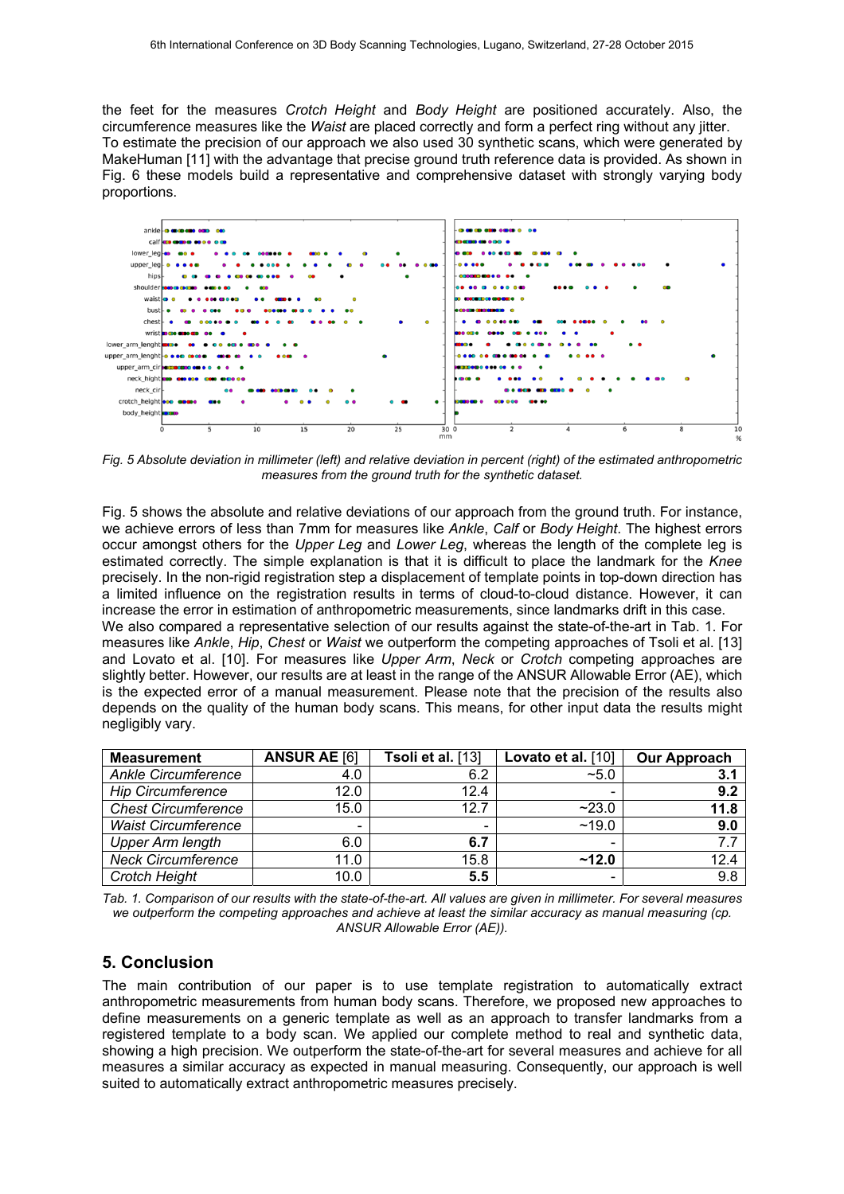the feet for the measures *Crotch Height* and *Body Height* are positioned accurately. Also, the circumference measures like the *Waist* are placed correctly and form a perfect ring without any jitter. To estimate the precision of our approach we also used 30 synthetic scans, which were generated by MakeHuman [11] with the advantage that precise ground truth reference data is provided. As shown in Fig. 6 these models build a representative and comprehensive dataset with strongly varying body proportions.

*Fig. 5 Absolute deviation in millimeter (left) and relative deviation in percent (right) of the estimated anthropometric measures from the ground truth for the synthetic dataset.*

Fig. 5 shows the absolute and relative deviations of our approach from the ground truth. For instance, we achieve errors of less than 7mm for measures like *Ankle*, *Calf* or *Body Height*. The highest errors occur amongst others for the *Upper Leg* and *Lower Leg*, whereas the length of the complete leg is estimated correctly. The simple explanation is that it is difficult to place the landmark for the *Knee* precisely. In the non-rigid registration step a displacement of template points in top-down direction has a limited influence on the registration results in terms of cloud-to-cloud distance. However, it can increase the error in estimation of anthropometric measurements, since landmarks drift in this case.
We also compared a representative selection of our results against the state-of-the-art in Tab. 1. For measures like *Ankle*, *Hip*, *Chest* or *Waist* we outperform the competing approaches of Tsoli et al. [13] and Lovato et al. [10]. For measures like *Upper Arm*, *Neck* or *Crotch* competing approaches are slightly better. However, our results are at least in the range of the ANSUR Allowable Error (AE), which is the expected error of a manual measurement. Please note that the precision of the results also depends on the quality of the human body scans. This means, for other input data the results might negligibly vary.

| **Measurement** | **ANSUR AE** [6] | **Tsoli et al.** [13] | **Lovato et al.** [10] | **Our Approach** |
|---|---|---|---|---|
| *Ankle Circumference* | 4.0 | 6.2 | ~5.0 | **3.1** |
| *Hip Circumference* | 12.0 | 12.4 | - | **9.2** |
| *Chest Circumference* | 15.0 | 12.7 | ~23.0 | **11.8** |
| *Waist Circumference* | - | - | ~19.0 | **9.0** |
| *Upper Arm length* | 6.0 | **6.7** | - | 7.7 |
| *Neck Circumference* | 11.0 | 15.8 | **~12.0** | 12.4 |
| *Crotch Height* | 10.0 | **5.5** | - | 9.8 |

*Tab. 1. Comparison of our results with the state-of-the-art. All values are given in millimeter. For several measures we outperform the competing approaches and achieve at least the similar accuracy as manual measuring (cp. ANSUR Allowable Error (AE)).*

## 5. Conclusion

The main contribution of our paper is to use template registration to automatically extract anthropometric measurements from human body scans. Therefore, we proposed new approaches to define measurements on a generic template as well as an approach to transfer landmarks from a registered template to a body scan. We applied our complete method to real and synthetic data, showing a high precision. We outperform the state-of-the-art for several measures and achieve for all measures a similar accuracy as expected in manual measuring. Consequently, our approach is well suited to automatically extract anthropometric measures precisely.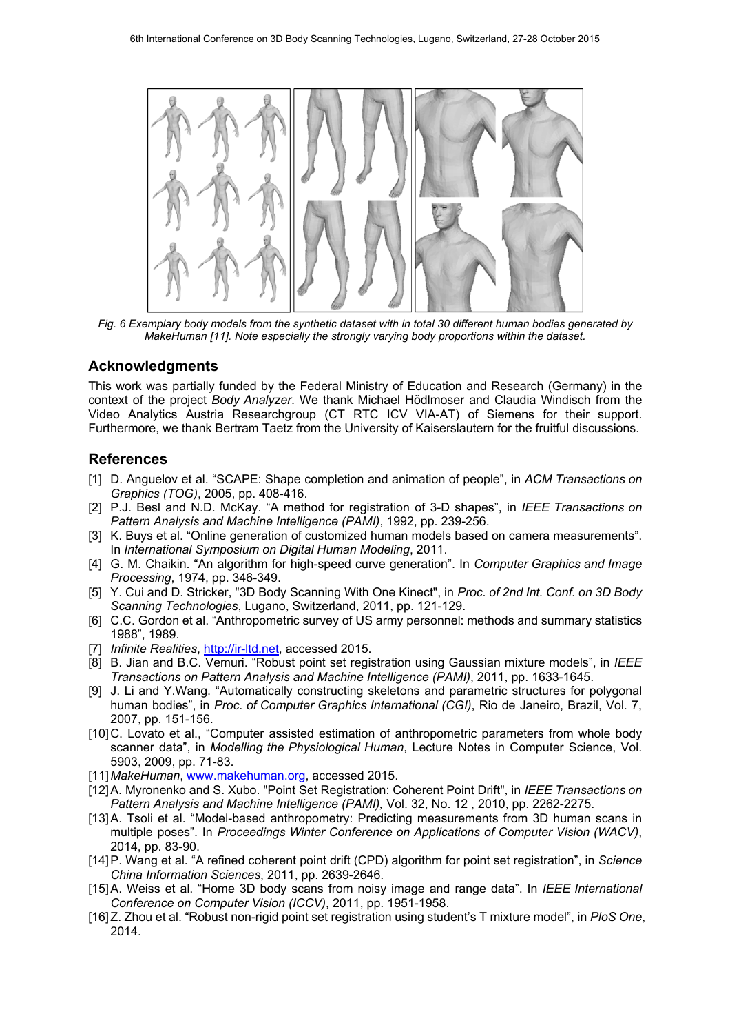Fig. 6 Exemplary body models from the synthetic dataset with in total 30 different human bodies generated by MakeHuman [11]. Note especially the strongly varying body proportions within the dataset.

## Acknowledgments

This work was partially funded by the Federal Ministry of Education and Research (Germany) in the context of the project *Body Analyzer*. We thank Michael Hödlmoser and Claudia Windisch from the Video Analytics Austria Researchgroup (CT RTC ICV VIA-AT) of Siemens for their support. Furthermore, we thank Bertram Taetz from the University of Kaiserslautern for the fruitful discussions.

## References

[1] D. Anguelov et al. "SCAPE: Shape completion and animation of people", in *ACM Transactions on Graphics (TOG)*, 2005, pp. 408-416.

[2] P.J. Besl and N.D. McKay. "A method for registration of 3-D shapes", in *IEEE Transactions on Pattern Analysis and Machine Intelligence (PAMI)*, 1992, pp. 239-256.

[3] K. Buys et al. "Online generation of customized human models based on camera measurements". In *International Symposium on Digital Human Modeling*, 2011.

[4] G. M. Chaikin. "An algorithm for high-speed curve generation". In *Computer Graphics and Image Processing*, 1974, pp. 346-349.

[5] Y. Cui and D. Stricker, "3D Body Scanning With One Kinect", in *Proc. of 2nd Int. Conf. on 3D Body Scanning Technologies*, Lugano, Switzerland, 2011, pp. 121-129.

[6] C.C. Gordon et al. "Anthropometric survey of US army personnel: methods and summary statistics 1988", 1989.

[7] *Infinite Realities*, http://ir-ltd.net, accessed 2015.

[8] B. Jian and B.C. Vemuri. "Robust point set registration using Gaussian mixture models", in *IEEE Transactions on Pattern Analysis and Machine Intelligence (PAMI)*, 2011, pp. 1633-1645.

[9] J. Li and Y.Wang. "Automatically constructing skeletons and parametric structures for polygonal human bodies", in *Proc. of Computer Graphics International (CGI)*, Rio de Janeiro, Brazil, Vol. 7, 2007, pp. 151-156.

[10] C. Lovato et al., "Computer assisted estimation of anthropometric parameters from whole body scanner data", in *Modelling the Physiological Human*, Lecture Notes in Computer Science, Vol. 5903, 2009, pp. 71-83.

[11] *MakeHuman*, www.makehuman.org, accessed 2015.

[12] A. Myronenko and S. Xubo. "Point Set Registration: Coherent Point Drift", in *IEEE Transactions on Pattern Analysis and Machine Intelligence (PAMI),* Vol. 32, No. 12 , 2010, pp. 2262-2275.

[13] A. Tsoli et al. "Model-based anthropometry: Predicting measurements from 3D human scans in multiple poses". In *Proceedings Winter Conference on Applications of Computer Vision (WACV)*, 2014, pp. 83-90.

[14] P. Wang et al. "A refined coherent point drift (CPD) algorithm for point set registration", in *Science China Information Sciences*, 2011, pp. 2639-2646.

[15] A. Weiss et al. "Home 3D body scans from noisy image and range data". In *IEEE International Conference on Computer Vision (ICCV)*, 2011, pp. 1951-1958.

[16] Z. Zhou et al. "Robust non-rigid point set registration using student's T mixture model", in *PloS One*, 2014.